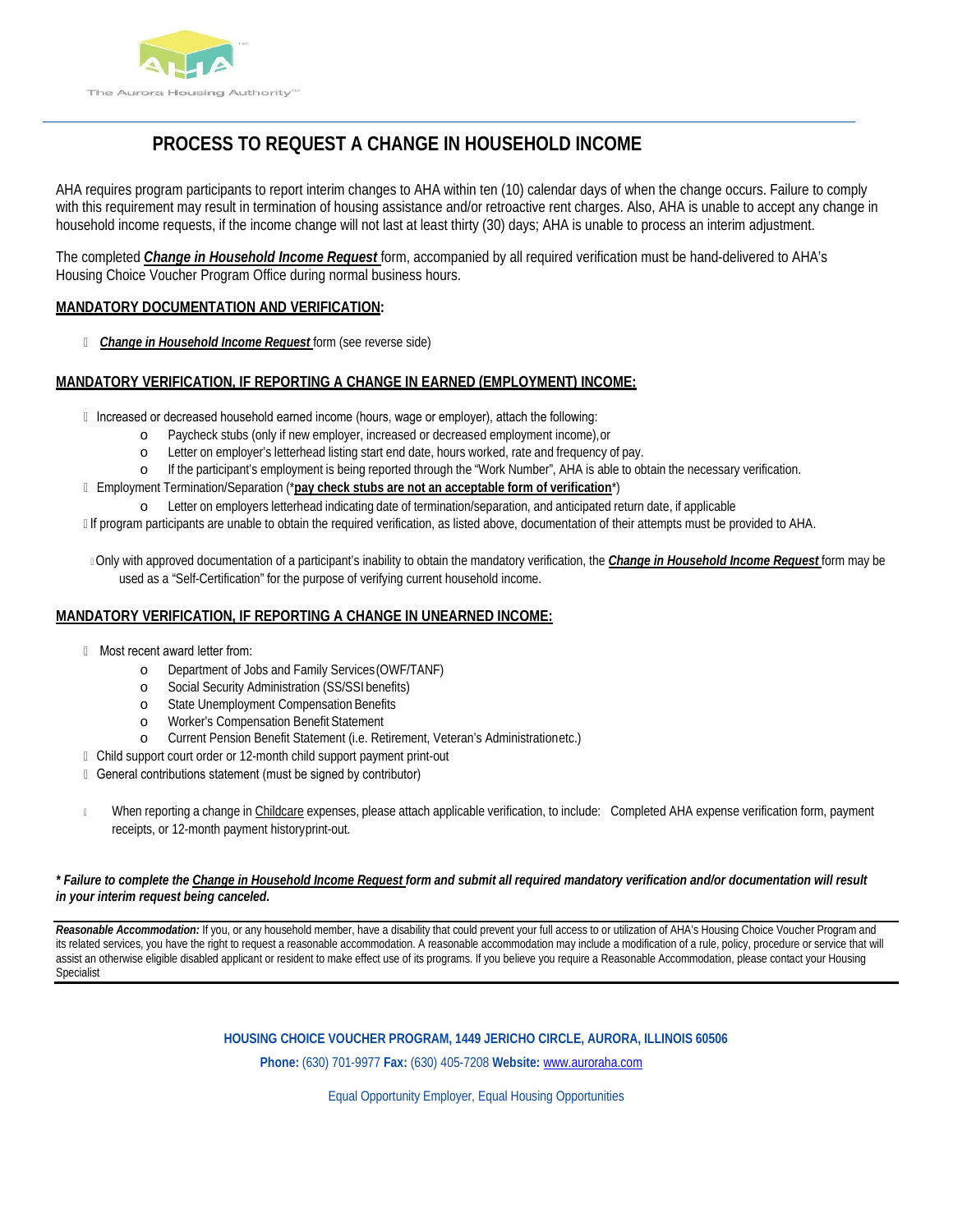The Aurora Housing Authority™

# PROCESS TO REQUEST A CHANGE IN HOUSEHOLD INCOME

AHA requires program participants to report interim changes to AHA within ten (10) calendar days of when the change occurs. Failure to comply with this requirement may result in termination of housing assistance and/or retroactive rent charges. Also, AHA is unable to accept any change in household income requests, if the income change will not last at least thirty (30) days; AHA is unable to process an interim adjustment.

The completed ***Change in Household Income Request*** form, accompanied by all required verification must be hand-delivered to AHA's Housing Choice Voucher Program Office during normal business hours.

## MANDATORY DOCUMENTATION AND VERIFICATION:

- ***Change in Household Income Request*** form (see reverse side)

## MANDATORY VERIFICATION, IF REPORTING A CHANGE IN EARNED (EMPLOYMENT) INCOME:

- Increased or decreased household earned income (hours, wage or employer), attach the following:
  - Paycheck stubs (only if new employer, increased or decreased employment income), or
  - Letter on employer's letterhead listing start end date, hours worked, rate and frequency of pay.
  - If the participant's employment is being reported through the "Work Number", AHA is able to obtain the necessary verification.
- Employment Termination/Separation (***pay check stubs are not an acceptable form of verification***)
  - Letter on employers letterhead indicating date of termination/separation, and anticipated return date, if applicable
- If program participants are unable to obtain the required verification, as listed above, documentation of their attempts must be provided to AHA.

- Only with approved documentation of a participant's inability to obtain the mandatory verification, the ***Change in Household Income Request*** form may be used as a "Self-Certification" for the purpose of verifying current household income.

## MANDATORY VERIFICATION, IF REPORTING A CHANGE IN UNEARNED INCOME:

- Most recent award letter from:
  - Department of Jobs and Family Services (OWF/TANF)
  - Social Security Administration (SS/SSI benefits)
  - State Unemployment Compensation Benefits
  - Worker's Compensation Benefit Statement
  - Current Pension Benefit Statement (i.e. Retirement, Veteran's Administration etc.)
- Child support court order or 12-month child support payment print-out
- General contributions statement (must be signed by contributor)

- When reporting a change in Childcare expenses, please attach applicable verification, to include: Completed AHA expense verification form, payment receipts, or 12-month payment history print-out.

***\* Failure to complete the Change in Household Income Request form and submit all required mandatory verification and/or documentation will result in your interim request being canceled.***

***Reasonable Accommodation:*** If you, or any household member, have a disability that could prevent your full access to or utilization of AHA's Housing Choice Voucher Program and its related services, you have the right to request a reasonable accommodation. A reasonable accommodation may include a modification of a rule, policy, procedure or service that will assist an otherwise eligible disabled applicant or resident to make effect use of its programs. If you believe you require a Reasonable Accommodation, please contact your Housing Specialist

**HOUSING CHOICE VOUCHER PROGRAM, 1449 JERICHO CIRCLE, AURORA, ILLINOIS 60506**

**Phone:** (630) 701-9977 **Fax:** (630) 405-7208 **Website:** www.auroraha.com

Equal Opportunity Employer, Equal Housing Opportunities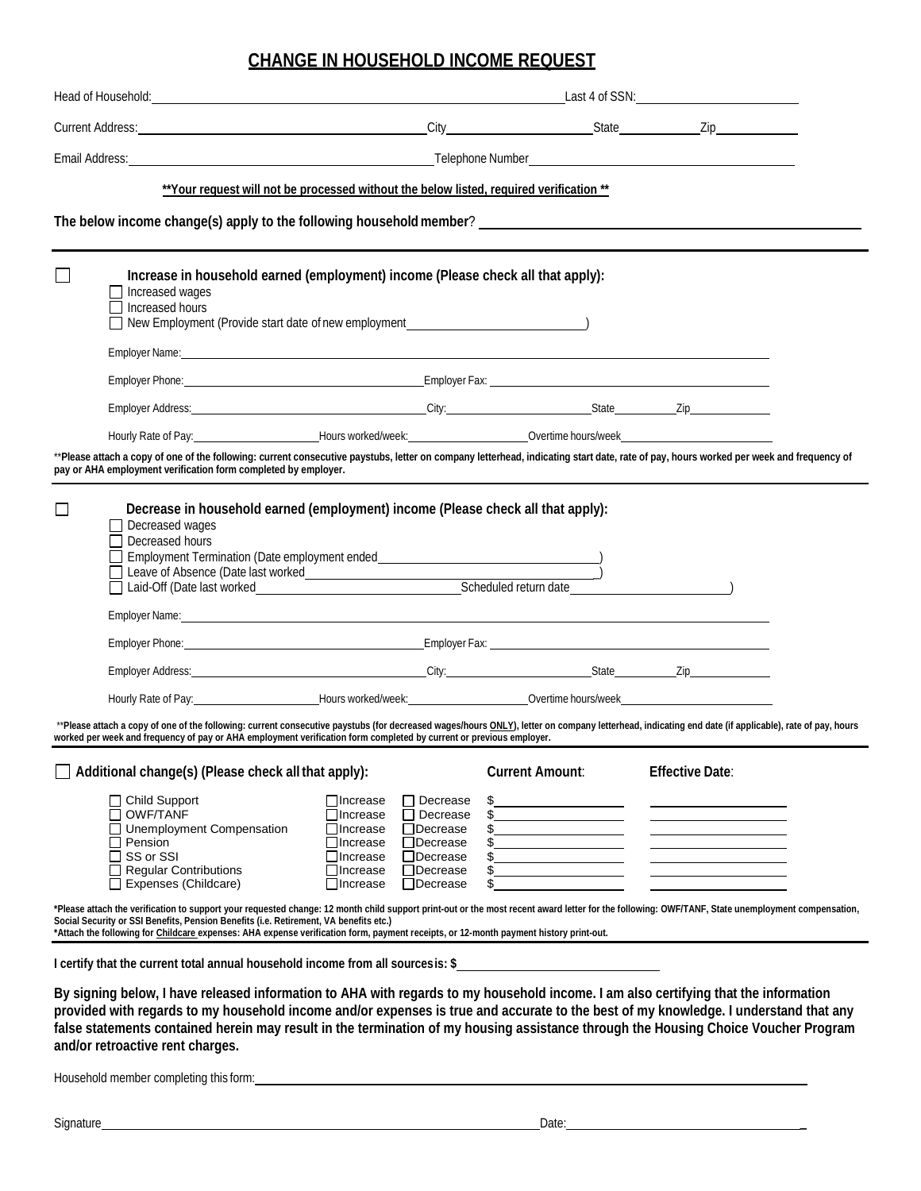# CHANGE IN HOUSEHOLD INCOME REQUEST

Head of Household: ______________________________ Last 4 of SSN: ______________

Current Address: ______________________________ City ______________ State ________ Zip ________

Email Address: ______________________________ Telephone Number ______________________________

**\*\*Your request will not be processed without the below listed, required verification \*\***

**The below income change(s) apply to the following household member?** ______________________________

---

☐ **Increase in household earned (employment) income (Please check all that apply):**

- ☐ Increased wages
- ☐ Increased hours
- ☐ New Employment (Provide start date of new employment ______________________)

Employer Name: ______________________________

Employer Phone: ______________________________ Employer Fax: ______________________________

Employer Address: ______________________________ City: ______________ State ________ Zip ________

Hourly Rate of Pay: ______________ Hours worked/week: ______________ Overtime hours/week ______________

\*\***Please attach a copy of one of the following: current consecutive paystubs, letter on company letterhead, indicating start date, rate of pay, hours worked per week and frequency of pay or AHA employment verification form completed by employer.**

---

☐ **Decrease in household earned (employment) income (Please check all that apply):**

- ☐ Decreased wages
- ☐ Decreased hours
- ☐ Employment Termination (Date employment ended ______________________)
- ☐ Leave of Absence (Date last worked ______________________)
- ☐ Laid-Off (Date last worked ______________________ Scheduled return date ______________________)

Employer Name: ______________________________

Employer Phone: ______________________________ Employer Fax: ______________________________

Employer Address: ______________________________ City: ______________ State ________ Zip ________

Hourly Rate of Pay: ______________ Hours worked/week: ______________ Overtime hours/week ______________

\*\***Please attach a copy of one of the following: current consecutive paystubs (for decreased wages/hours ONLY), letter on company letterhead, indicating end date (if applicable), rate of pay, hours worked per week and frequency of pay or AHA employment verification form completed by current or previous employer.**

---

☐ **Additional change(s) (Please check all that apply):**

| | | | Current Amount: | Effective Date: |
|---|---|---|---|---|
| ☐ Child Support | ☐ Increase | ☐ Decrease | $ | |
| ☐ OWF/TANF | ☐ Increase | ☐ Decrease | $ | |
| ☐ Unemployment Compensation | ☐ Increase | ☐ Decrease | $ | |
| ☐ Pension | ☐ Increase | ☐ Decrease | $ | |
| ☐ SS or SSI | ☐ Increase | ☐ Decrease | $ | |
| ☐ Regular Contributions | ☐ Increase | ☐ Decrease | $ | |
| ☐ Expenses (Childcare) | ☐ Increase | ☐ Decrease | $ | |

**\*Please attach the verification to support your requested change: 12 month child support print-out or the most recent award letter for the following: OWF/TANF, State unemployment compensation, Social Security or SSI Benefits, Pension Benefits (i.e. Retirement, VA benefits etc.)**
**\*Attach the following for Childcare expenses: AHA expense verification form, payment receipts, or 12-month payment history print-out.**

---

**I certify that the current total annual household income from all sources is: $** ______________________

**By signing below, I have released information to AHA with regards to my household income. I am also certifying that the information provided with regards to my household income and/or expenses is true and accurate to the best of my knowledge. I understand that any false statements contained herein may result in the termination of my housing assistance through the Housing Choice Voucher Program and/or retroactive rent charges.**

Household member completing this form: ______________________________

Signature ______________________________ Date: ______________________